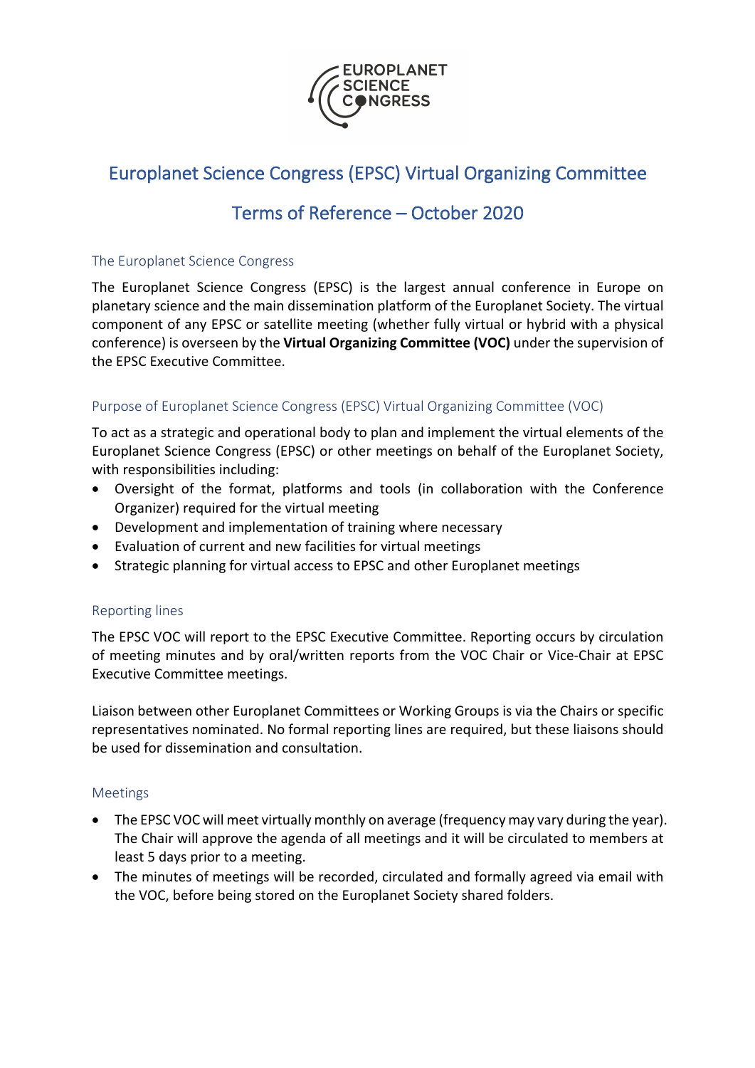# Europlanet Science Congress (EPSC) Virtual Organizing Committee

## Terms of Reference – October 2020

### The Europlanet Science Congress

The Europlanet Science Congress (EPSC) is the largest annual conference in Europe on planetary science and the main dissemination platform of the Europlanet Society. The virtual component of any EPSC or satellite meeting (whether fully virtual or hybrid with a physical conference) is overseen by the **Virtual Organizing Committee (VOC)** under the supervision of the EPSC Executive Committee.

### Purpose of Europlanet Science Congress (EPSC) Virtual Organizing Committee (VOC)

To act as a strategic and operational body to plan and implement the virtual elements of the Europlanet Science Congress (EPSC) or other meetings on behalf of the Europlanet Society, with responsibilities including:

- Oversight of the format, platforms and tools (in collaboration with the Conference Organizer) required for the virtual meeting
- Development and implementation of training where necessary
- Evaluation of current and new facilities for virtual meetings
- Strategic planning for virtual access to EPSC and other Europlanet meetings

### Reporting lines

The EPSC VOC will report to the EPSC Executive Committee. Reporting occurs by circulation of meeting minutes and by oral/written reports from the VOC Chair or Vice-Chair at EPSC Executive Committee meetings.

Liaison between other Europlanet Committees or Working Groups is via the Chairs or specific representatives nominated. No formal reporting lines are required, but these liaisons should be used for dissemination and consultation.

### Meetings

- The EPSC VOC will meet virtually monthly on average (frequency may vary during the year). The Chair will approve the agenda of all meetings and it will be circulated to members at least 5 days prior to a meeting.
- The minutes of meetings will be recorded, circulated and formally agreed via email with the VOC, before being stored on the Europlanet Society shared folders.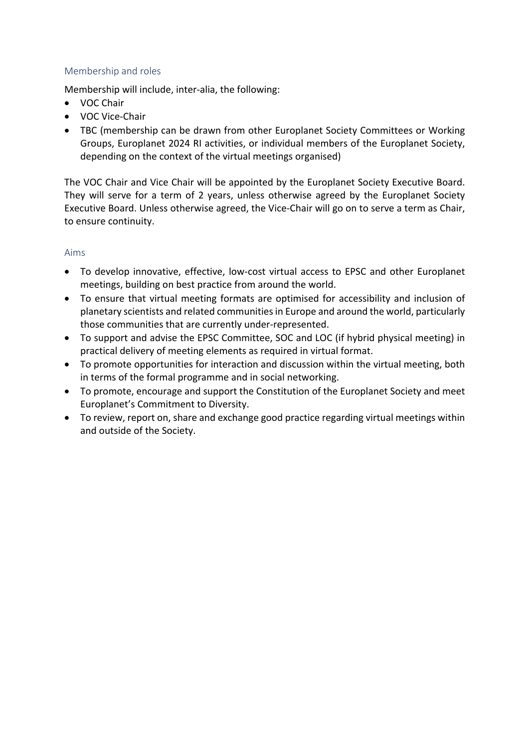## Membership and roles

Membership will include, inter-alia, the following:

- VOC Chair
- VOC Vice-Chair
- TBC (membership can be drawn from other Europlanet Society Committees or Working Groups, Europlanet 2024 RI activities, or individual members of the Europlanet Society, depending on the context of the virtual meetings organised)

The VOC Chair and Vice Chair will be appointed by the Europlanet Society Executive Board. They will serve for a term of 2 years, unless otherwise agreed by the Europlanet Society Executive Board. Unless otherwise agreed, the Vice-Chair will go on to serve a term as Chair, to ensure continuity.

## Aims

- To develop innovative, effective, low-cost virtual access to EPSC and other Europlanet meetings, building on best practice from around the world.
- To ensure that virtual meeting formats are optimised for accessibility and inclusion of planetary scientists and related communities in Europe and around the world, particularly those communities that are currently under-represented.
- To support and advise the EPSC Committee, SOC and LOC (if hybrid physical meeting) in practical delivery of meeting elements as required in virtual format.
- To promote opportunities for interaction and discussion within the virtual meeting, both in terms of the formal programme and in social networking.
- To promote, encourage and support the Constitution of the Europlanet Society and meet Europlanet's Commitment to Diversity.
- To review, report on, share and exchange good practice regarding virtual meetings within and outside of the Society.